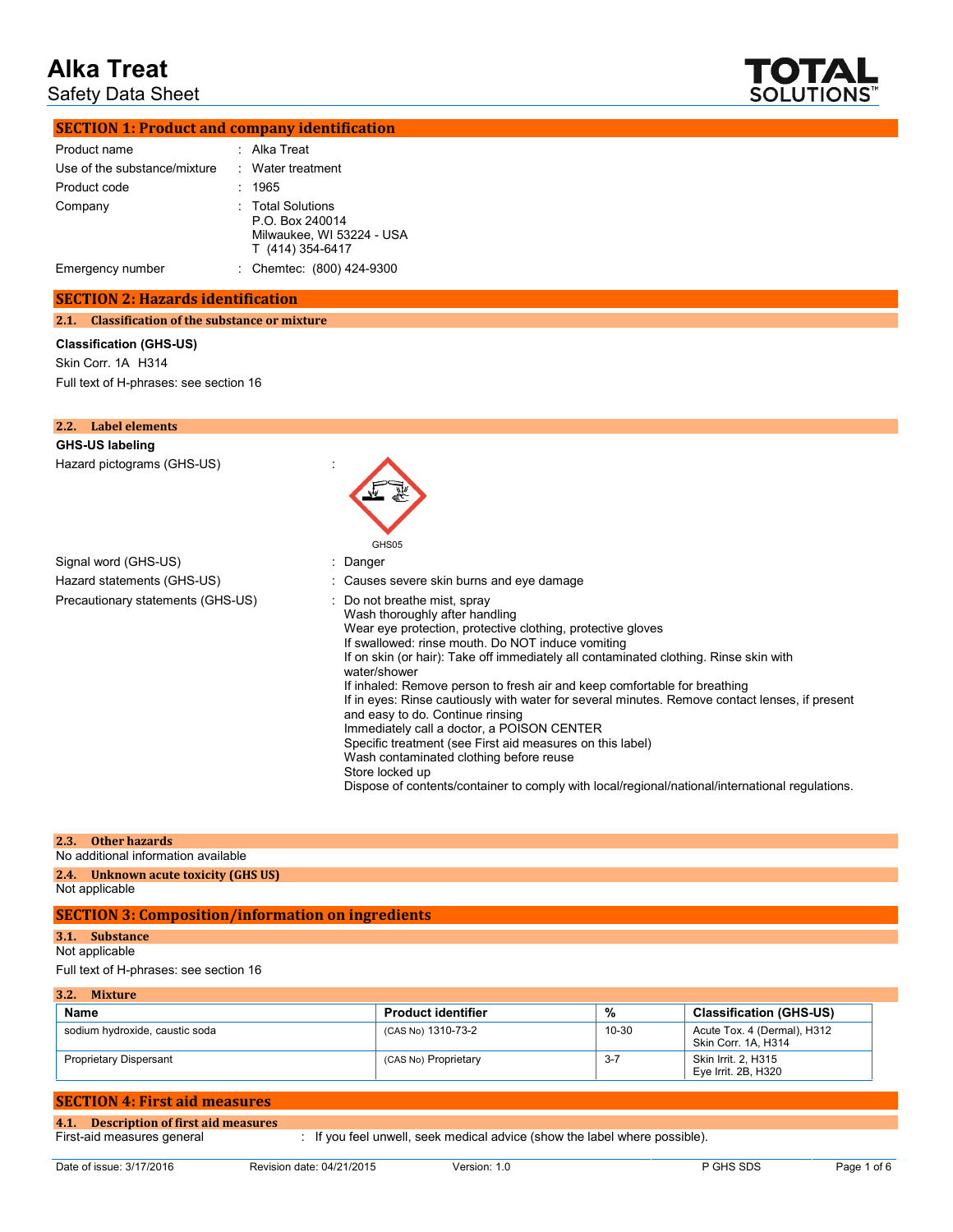# Alka Treat

Safety Data Sheet

## SECTION 1: Product and company identification

| | | |
|---|---|---|
| Product name | : | Alka Treat |
| Use of the substance/mixture | : | Water treatment |
| Product code | : | 1965 |
| Company | : | Total Solutions<br>P.O. Box 240014<br>Milwaukee, WI 53224 - USA<br>T (414) 354-6417 |
| Emergency number | : | Chemtec: (800) 424-9300 |

## SECTION 2: Hazards identification

### 2.1. Classification of the substance or mixture

**Classification (GHS-US)**

Skin Corr. 1A H314

Full text of H-phrases: see section 16

### 2.2. Label elements

**GHS-US labeling**

Hazard pictograms (GHS-US) :

GHS05

Signal word (GHS-US) : Danger

Hazard statements (GHS-US) : Causes severe skin burns and eye damage

Precautionary statements (GHS-US) :
- Do not breathe mist, spray
- Wash thoroughly after handling
- Wear eye protection, protective clothing, protective gloves
- If swallowed: rinse mouth. Do NOT induce vomiting
- If on skin (or hair): Take off immediately all contaminated clothing. Rinse skin with water/shower
- If inhaled: Remove person to fresh air and keep comfortable for breathing
- If in eyes: Rinse cautiously with water for several minutes. Remove contact lenses, if present and easy to do. Continue rinsing
- Immediately call a doctor, a POISON CENTER
- Specific treatment (see First aid measures on this label)
- Wash contaminated clothing before reuse
- Store locked up
- Dispose of contents/container to comply with local/regional/national/international regulations.

### 2.3. Other hazards

No additional information available

### 2.4. Unknown acute toxicity (GHS US)

Not applicable

## SECTION 3: Composition/information on ingredients

### 3.1. Substance

Not applicable

Full text of H-phrases: see section 16

### 3.2. Mixture

| Name | Product identifier | % | Classification (GHS-US) |
|---|---|---|---|
| sodium hydroxide, caustic soda | (CAS No) 1310-73-2 | 10-30 | Acute Tox. 4 (Dermal), H312<br>Skin Corr. 1A, H314 |
| Proprietary Dispersant | (CAS No) Proprietary | 3-7 | Skin Irrit. 2, H315<br>Eye Irrit. 2B, H320 |

## SECTION 4: First aid measures

### 4.1. Description of first aid measures

First-aid measures general : If you feel unwell, seek medical advice (show the label where possible).

Date of issue: 3/17/2016 | Revision date: 04/21/2015 | Version: 1.0 | P GHS SDS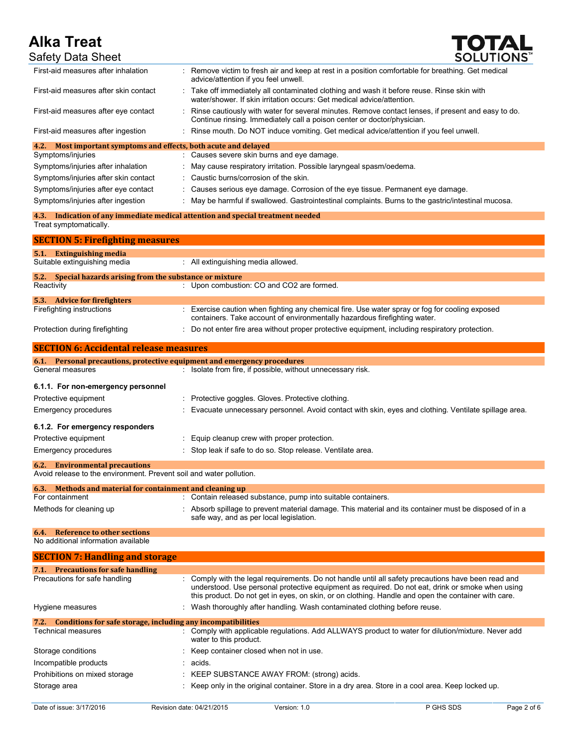First-aid measures after inhalation : Remove victim to fresh air and keep at rest in a position comfortable for breathing. Get medical advice/attention if you feel unwell.

First-aid measures after skin contact : Take off immediately all contaminated clothing and wash it before reuse. Rinse skin with water/shower. If skin irritation occurs: Get medical advice/attention.

First-aid measures after eye contact : Rinse cautiously with water for several minutes. Remove contact lenses, if present and easy to do. Continue rinsing. Immediately call a poison center or doctor/physician.

First-aid measures after ingestion : Rinse mouth. Do NOT induce vomiting. Get medical advice/attention if you feel unwell.

### 4.2. Most important symptoms and effects, both acute and delayed

Symptoms/injuries : Causes severe skin burns and eye damage.

Symptoms/injuries after inhalation : May cause respiratory irritation. Possible laryngeal spasm/oedema.

Symptoms/injuries after skin contact : Caustic burns/corrosion of the skin.

Symptoms/injuries after eye contact : Causes serious eye damage. Corrosion of the eye tissue. Permanent eye damage.

Symptoms/injuries after ingestion : May be harmful if swallowed. Gastrointestinal complaints. Burns to the gastric/intestinal mucosa.

### 4.3. Indication of any immediate medical attention and special treatment needed

Treat symptomatically.

## SECTION 5: Firefighting measures

### 5.1. Extinguishing media

Suitable extinguishing media : All extinguishing media allowed.

### 5.2. Special hazards arising from the substance or mixture

Reactivity : Upon combustion: CO and $CO_2$ are formed.

### 5.3. Advice for firefighters

Firefighting instructions : Exercise caution when fighting any chemical fire. Use water spray or fog for cooling exposed containers. Take account of environmentally hazardous firefighting water.

Protection during firefighting : Do not enter fire area without proper protective equipment, including respiratory protection.

## SECTION 6: Accidental release measures

### 6.1. Personal precautions, protective equipment and emergency procedures

General measures : Isolate from fire, if possible, without unnecessary risk.

#### 6.1.1. For non-emergency personnel

Protective equipment : Protective goggles. Gloves. Protective clothing.

Emergency procedures : Evacuate unnecessary personnel. Avoid contact with skin, eyes and clothing. Ventilate spillage area.

#### 6.1.2. For emergency responders

Protective equipment : Equip cleanup crew with proper protection.

Emergency procedures : Stop leak if safe to do so. Stop release. Ventilate area.

### 6.2. Environmental precautions

Avoid release to the environment. Prevent soil and water pollution.

### 6.3. Methods and material for containment and cleaning up

For containment : Contain released substance, pump into suitable containers.

Methods for cleaning up : Absorb spillage to prevent material damage. This material and its container must be disposed of in a safe way, and as per local legislation.

### 6.4. Reference to other sections

No additional information available

## SECTION 7: Handling and storage

### 7.1. Precautions for safe handling

Precautions for safe handling : Comply with the legal requirements. Do not handle until all safety precautions have been read and understood. Use personal protective equipment as required. Do not eat, drink or smoke when using this product. Do not get in eyes, on skin, or on clothing. Handle and open the container with care.

Hygiene measures : Wash thoroughly after handling. Wash contaminated clothing before reuse.

### 7.2. Conditions for safe storage, including any incompatibilities

Technical measures : Comply with applicable regulations. Add ALLWAYS product to water for dilution/mixture. Never add water to this product.

Storage conditions : Keep container closed when not in use.

Incompatible products : acids.

Prohibitions on mixed storage : KEEP SUBSTANCE AWAY FROM: (strong) acids.

Storage area : Keep only in the original container. Store in a dry area. Store in a cool area. Keep locked up.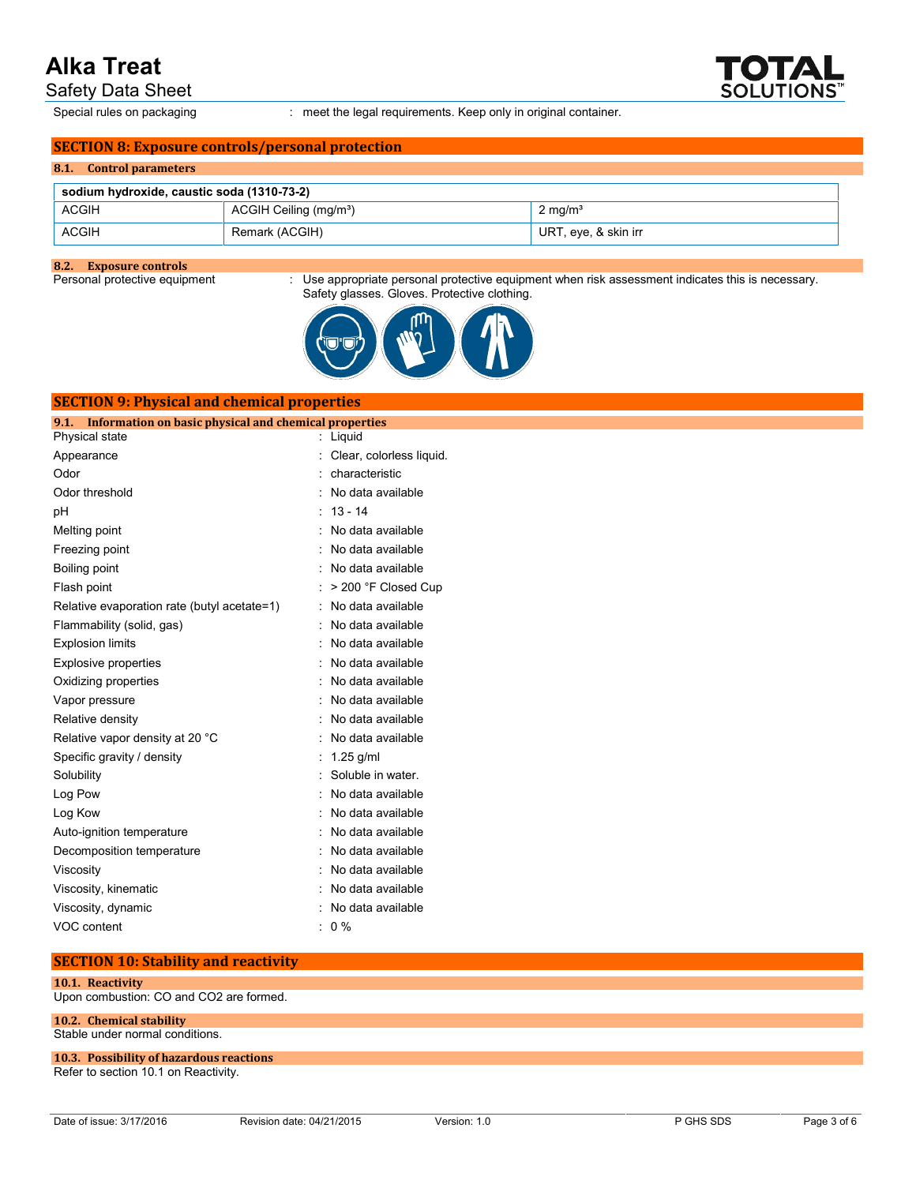Special rules on packaging : meet the legal requirements. Keep only in original container.

## SECTION 8: Exposure controls/personal protection

### 8.1. Control parameters

| sodium hydroxide, caustic soda (1310-73-2) | | |
|---|---|---|
| ACGIH | ACGIH Ceiling (mg/m³) | 2 mg/m³ |
| ACGIH | Remark (ACGIH) | URT, eye, & skin irr |

### 8.2. Exposure controls

Personal protective equipment : Use appropriate personal protective equipment when risk assessment indicates this is necessary. Safety glasses. Gloves. Protective clothing.

## SECTION 9: Physical and chemical properties

### 9.1. Information on basic physical and chemical properties

| Property | Value |
|---|---|
| Physical state | Liquid |
| Appearance | Clear, colorless liquid. |
| Odor | characteristic |
| Odor threshold | No data available |
| pH | 13 - 14 |
| Melting point | No data available |
| Freezing point | No data available |
| Boiling point | No data available |
| Flash point | > 200 °F Closed Cup |
| Relative evaporation rate (butyl acetate=1) | No data available |
| Flammability (solid, gas) | No data available |
| Explosion limits | No data available |
| Explosive properties | No data available |
| Oxidizing properties | No data available |
| Vapor pressure | No data available |
| Relative density | No data available |
| Relative vapor density at 20 °C | No data available |
| Specific gravity / density | 1.25 g/ml |
| Solubility | Soluble in water. |
| Log Pow | No data available |
| Log Kow | No data available |
| Auto-ignition temperature | No data available |
| Decomposition temperature | No data available |
| Viscosity | No data available |
| Viscosity, kinematic | No data available |
| Viscosity, dynamic | No data available |
| VOC content | 0 % |

## SECTION 10: Stability and reactivity

### 10.1. Reactivity

Upon combustion: CO and $CO_2$ are formed.

### 10.2. Chemical stability

Stable under normal conditions.

### 10.3. Possibility of hazardous reactions

Refer to section 10.1 on Reactivity.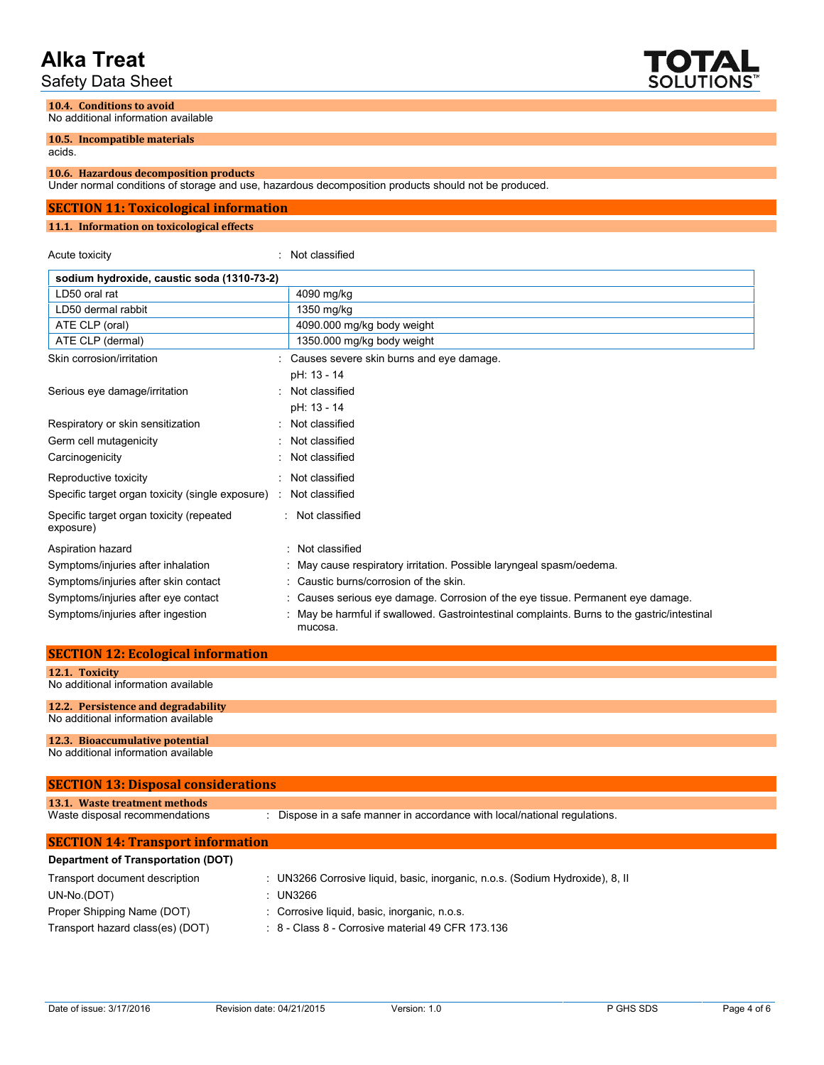### 10.4. Conditions to avoid

No additional information available

### 10.5. Incompatible materials

acids.

### 10.6. Hazardous decomposition products

Under normal conditions of storage and use, hazardous decomposition products should not be produced.

## SECTION 11: Toxicological information

### 11.1. Information on toxicological effects

Acute toxicity : Not classified

| sodium hydroxide, caustic soda (1310-73-2) | |
|---|---|
| LD50 oral rat | 4090 mg/kg |
| LD50 dermal rabbit | 1350 mg/kg |
| ATE CLP (oral) | 4090.000 mg/kg body weight |
| ATE CLP (dermal) | 1350.000 mg/kg body weight |

Skin corrosion/irritation : Causes severe skin burns and eye damage.
pH: 13 - 14

Serious eye damage/irritation : Not classified
pH: 13 - 14

Respiratory or skin sensitization : Not classified

Germ cell mutagenicity : Not classified

Carcinogenicity : Not classified

Reproductive toxicity : Not classified

Specific target organ toxicity (single exposure) : Not classified

Specific target organ toxicity (repeated exposure) : Not classified

Aspiration hazard : Not classified

Symptoms/injuries after inhalation : May cause respiratory irritation. Possible laryngeal spasm/oedema.

Symptoms/injuries after skin contact : Caustic burns/corrosion of the skin.

Symptoms/injuries after eye contact : Causes serious eye damage. Corrosion of the eye tissue. Permanent eye damage.

Symptoms/injuries after ingestion : May be harmful if swallowed. Gastrointestinal complaints. Burns to the gastric/intestinal mucosa.

## SECTION 12: Ecological information

### 12.1. Toxicity

No additional information available

### 12.2. Persistence and degradability

No additional information available

### 12.3. Bioaccumulative potential

No additional information available

## SECTION 13: Disposal considerations

### 13.1. Waste treatment methods

Waste disposal recommendations : Dispose in a safe manner in accordance with local/national regulations.

## SECTION 14: Transport information

**Department of Transportation (DOT)**

Transport document description : UN3266 Corrosive liquid, basic, inorganic, n.o.s. (Sodium Hydroxide), 8, II

UN-No.(DOT) : UN3266

Proper Shipping Name (DOT) : Corrosive liquid, basic, inorganic, n.o.s.

Transport hazard class(es) (DOT) : 8 - Class 8 - Corrosive material 49 CFR 173.136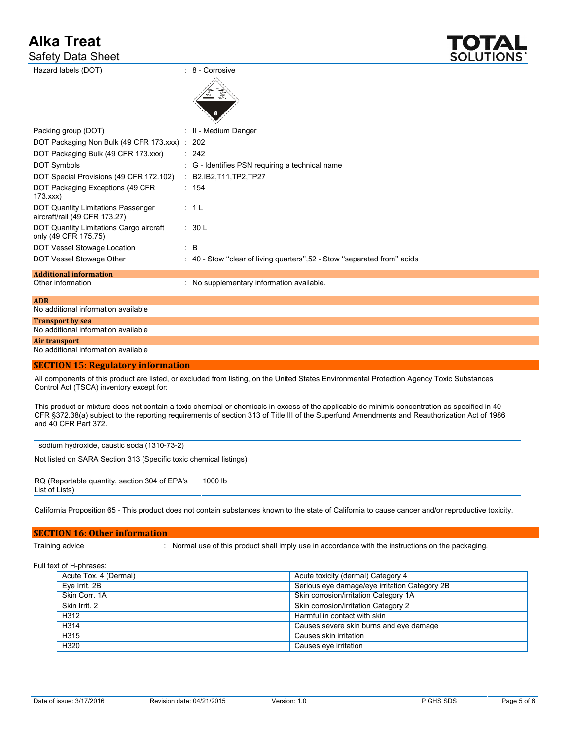| | |
|---|---|
| Hazard labels (DOT) | : 8 - Corrosive |
| Packing group (DOT) | : II - Medium Danger |
| DOT Packaging Non Bulk (49 CFR 173.xxx) | : 202 |
| DOT Packaging Bulk (49 CFR 173.xxx) | : 242 |
| DOT Symbols | : G - Identifies PSN requiring a technical name |
| DOT Special Provisions (49 CFR 172.102) | : B2,IB2,T11,TP2,TP27 |
| DOT Packaging Exceptions (49 CFR 173.xxx) | : 154 |
| DOT Quantity Limitations Passenger aircraft/rail (49 CFR 173.27) | : 1 L |
| DOT Quantity Limitations Cargo aircraft only (49 CFR 175.75) | : 30 L |
| DOT Vessel Stowage Location | : B |
| DOT Vessel Stowage Other | : 40 - Stow "clear of living quarters",52 - Stow "separated from" acids |

**Additional information**

Other information : No supplementary information available.

**ADR**

No additional information available

**Transport by sea**

No additional information available

**Air transport**

No additional information available

## SECTION 15: Regulatory information

All components of this product are listed, or excluded from listing, on the United States Environmental Protection Agency Toxic Substances Control Act (TSCA) inventory except for:

This product or mixture does not contain a toxic chemical or chemicals in excess of the applicable de minimis concentration as specified in 40 CFR §372.38(a) subject to the reporting requirements of section 313 of Title III of the Superfund Amendments and Reauthorization Act of 1986 and 40 CFR Part 372.

| sodium hydroxide, caustic soda (1310-73-2) | |
|---|---|
| Not listed on SARA Section 313 (Specific toxic chemical listings) | |
| | |
| RQ (Reportable quantity, section 304 of EPA's List of Lists) | 1000 lb |

California Proposition 65 - This product does not contain substances known to the state of California to cause cancer and/or reproductive toxicity.

## SECTION 16: Other information

Training advice : Normal use of this product shall imply use in accordance with the instructions on the packaging.

Full text of H-phrases:

| | |
|---|---|
| Acute Tox. 4 (Dermal) | Acute toxicity (dermal) Category 4 |
| Eye Irrit. 2B | Serious eye damage/eye irritation Category 2B |
| Skin Corr. 1A | Skin corrosion/irritation Category 1A |
| Skin Irrit. 2 | Skin corrosion/irritation Category 2 |
| H312 | Harmful in contact with skin |
| H314 | Causes severe skin burns and eye damage |
| H315 | Causes skin irritation |
| H320 | Causes eye irritation |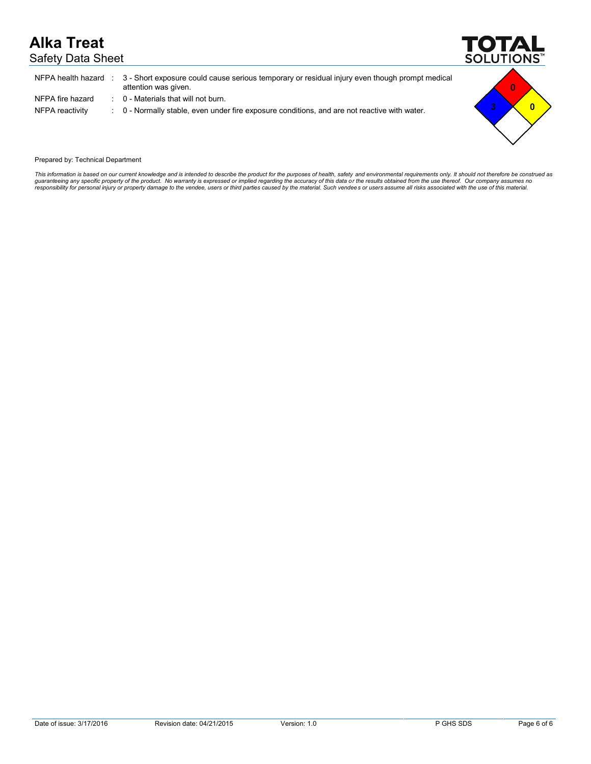| | | |
|---|---|---|
| NFPA health hazard | : | 3 - Short exposure could cause serious temporary or residual injury even though prompt medical attention was given. |
| NFPA fire hazard | : | 0 - Materials that will not burn. |
| NFPA reactivity | : | 0 - Normally stable, even under fire exposure conditions, and are not reactive with water. |

Prepared by: Technical Department

*This information is based on our current knowledge and is intended to describe the product for the purposes of health, safety and environmental requirements only. It should not therefore be construed as guaranteeing any specific property of the product. No warranty is expressed or implied regarding the accuracy of this data or the results obtained from the use thereof. Our company assumes no responsibility for personal injury or property damage to the vendee, users or third parties caused by the material. Such vendees or users assume all risks associated with the use of this material.*